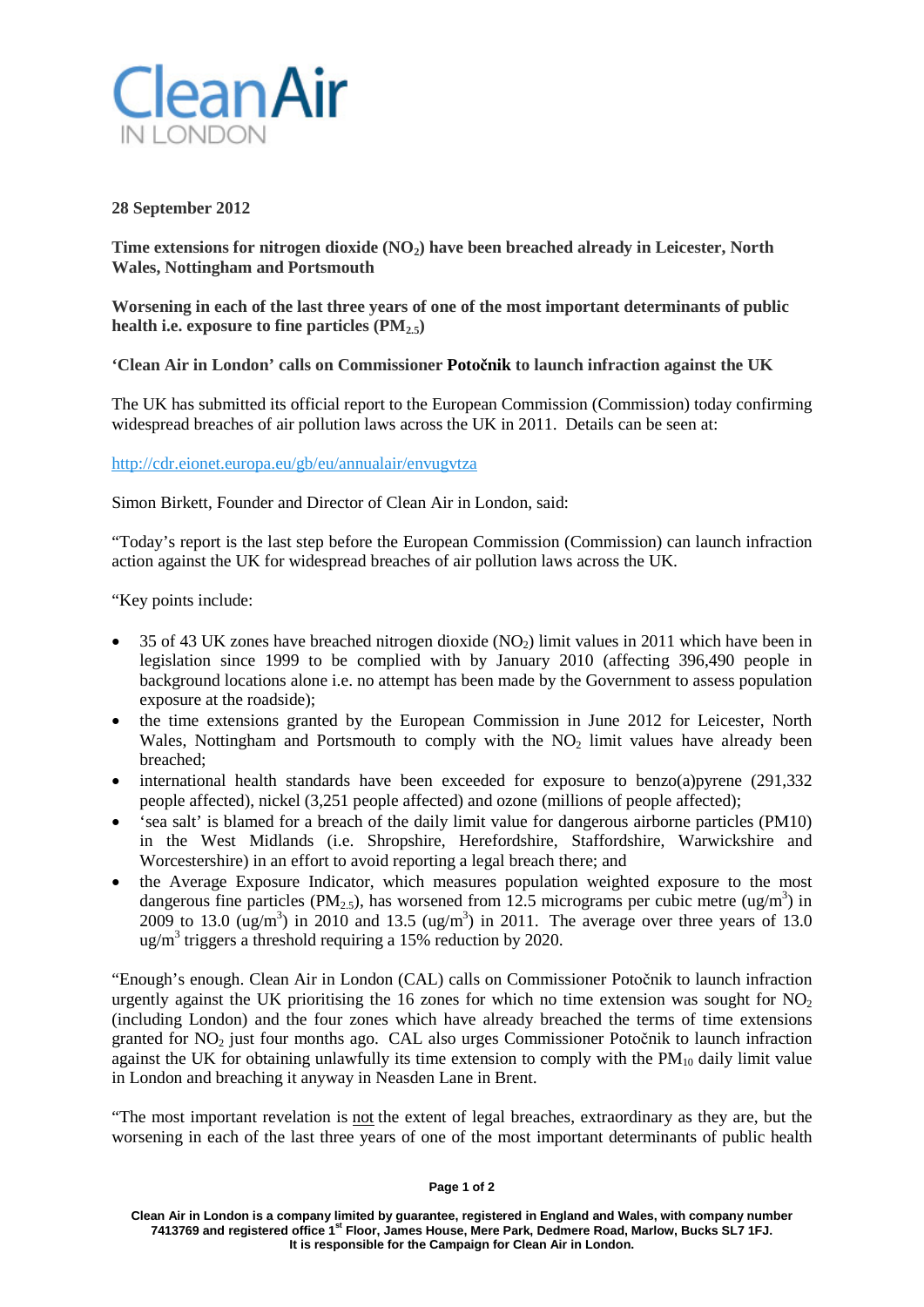**Clean Air**
IN LONDON

**28 September 2012**

**Time extensions for nitrogen dioxide ($NO_2$) have been breached already in Leicester, North Wales, Nottingham and Portsmouth**

**Worsening in each of the last three years of one of the most important determinants of public health i.e. exposure to fine particles ($PM_{2.5}$)**

**'Clean Air in London' calls on Commissioner Potočnik to launch infraction against the UK**

The UK has submitted its official report to the European Commission (Commission) today confirming widespread breaches of air pollution laws across the UK in 2011. Details can be seen at:

http://cdr.eionet.europa.eu/gb/eu/annualair/envugvtza

Simon Birkett, Founder and Director of Clean Air in London, said:

"Today's report is the last step before the European Commission (Commission) can launch infraction action against the UK for widespread breaches of air pollution laws across the UK.

"Key points include:

- 35 of 43 UK zones have breached nitrogen dioxide ($NO_2$) limit values in 2011 which have been in legislation since 1999 to be complied with by January 2010 (affecting 396,490 people in background locations alone i.e. no attempt has been made by the Government to assess population exposure at the roadside);
- the time extensions granted by the European Commission in June 2012 for Leicester, North Wales, Nottingham and Portsmouth to comply with the $NO_2$ limit values have already been breached;
- international health standards have been exceeded for exposure to benzo(a)pyrene (291,332 people affected), nickel (3,251 people affected) and ozone (millions of people affected);
- 'sea salt' is blamed for a breach of the daily limit value for dangerous airborne particles (PM10) in the West Midlands (i.e. Shropshire, Herefordshire, Staffordshire, Warwickshire and Worcestershire) in an effort to avoid reporting a legal breach there; and
- the Average Exposure Indicator, which measures population weighted exposure to the most dangerous fine particles ($PM_{2.5}$), has worsened from 12.5 micrograms per cubic metre (ug/$m^3$) in 2009 to 13.0 (ug/$m^3$) in 2010 and 13.5 (ug/$m^3$) in 2011. The average over three years of 13.0 ug/$m^3$ triggers a threshold requiring a 15% reduction by 2020.

"Enough's enough. Clean Air in London (CAL) calls on Commissioner Potočnik to launch infraction urgently against the UK prioritising the 16 zones for which no time extension was sought for $NO_2$ (including London) and the four zones which have already breached the terms of time extensions granted for $NO_2$ just four months ago. CAL also urges Commissioner Potočnik to launch infraction against the UK for obtaining unlawfully its time extension to comply with the $PM_{10}$ daily limit value in London and breaching it anyway in Neasden Lane in Brent.

"The most important revelation is not the extent of legal breaches, extraordinary as they are, but the worsening in each of the last three years of one of the most important determinants of public health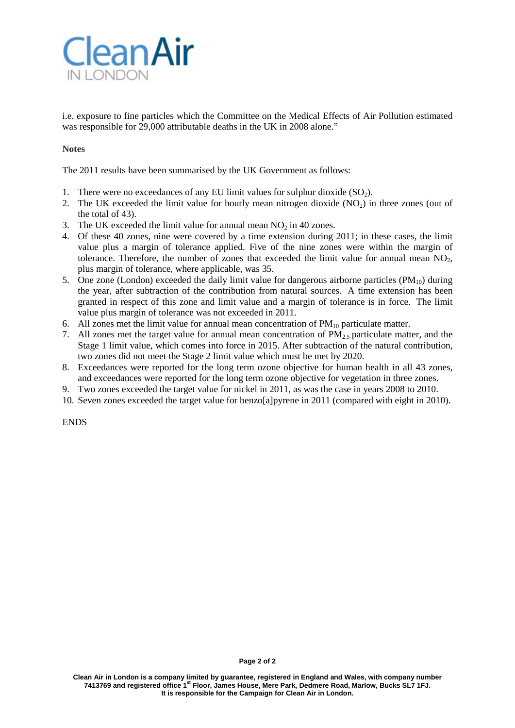i.e. exposure to fine particles which the Committee on the Medical Effects of Air Pollution estimated was responsible for 29,000 attributable deaths in the UK in 2008 alone."

**Notes**

The 2011 results have been summarised by the UK Government as follows:

1. There were no exceedances of any EU limit values for sulphur dioxide ($SO_2$).
2. The UK exceeded the limit value for hourly mean nitrogen dioxide ($NO_2$) in three zones (out of the total of 43).
3. The UK exceeded the limit value for annual mean $NO_2$ in 40 zones.
4. Of these 40 zones, nine were covered by a time extension during 2011; in these cases, the limit value plus a margin of tolerance applied. Five of the nine zones were within the margin of tolerance. Therefore, the number of zones that exceeded the limit value for annual mean $NO_2$, plus margin of tolerance, where applicable, was 35.
5. One zone (London) exceeded the daily limit value for dangerous airborne particles ($PM_{10}$) during the year, after subtraction of the contribution from natural sources. A time extension has been granted in respect of this zone and limit value and a margin of tolerance is in force. The limit value plus margin of tolerance was not exceeded in 2011.
6. All zones met the limit value for annual mean concentration of $PM_{10}$ particulate matter.
7. All zones met the target value for annual mean concentration of $PM_{2.5}$ particulate matter, and the Stage 1 limit value, which comes into force in 2015. After subtraction of the natural contribution, two zones did not meet the Stage 2 limit value which must be met by 2020.
8. Exceedances were reported for the long term ozone objective for human health in all 43 zones, and exceedances were reported for the long term ozone objective for vegetation in three zones.
9. Two zones exceeded the target value for nickel in 2011, as was the case in years 2008 to 2010.
10. Seven zones exceeded the target value for benzo[a]pyrene in 2011 (compared with eight in 2010).

ENDS